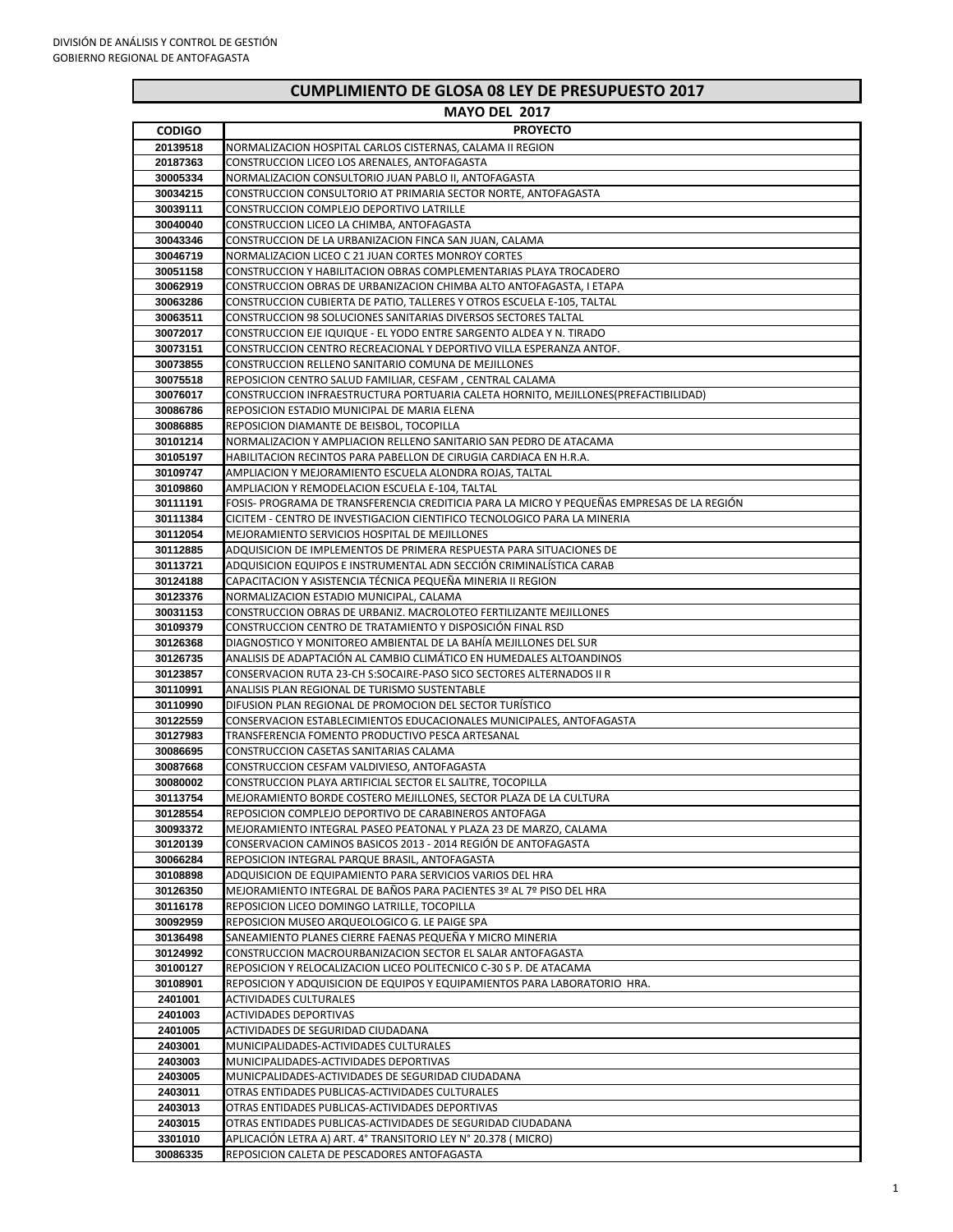DIVISIÓN DE ANÁLISIS Y CONTROL DE GESTIÓN
GOBIERNO REGIONAL DE ANTOFAGASTA

## CUMPLIMIENTO DE GLOSA 08 LEY DE PRESUPUESTO 2017

### MAYO DEL 2017

| CODIGO | PROYECTO |
|---|---|
| 20139518 | NORMALIZACION HOSPITAL CARLOS CISTERNAS, CALAMA II REGION |
| 20187363 | CONSTRUCCION LICEO LOS ARENALES, ANTOFAGASTA |
| 30005334 | NORMALIZACION CONSULTORIO JUAN PABLO II, ANTOFAGASTA |
| 30034215 | CONSTRUCCION CONSULTORIO AT PRIMARIA SECTOR NORTE, ANTOFAGASTA |
| 30039111 | CONSTRUCCION COMPLEJO DEPORTIVO LATRILLE |
| 30040040 | CONSTRUCCION LICEO LA CHIMBA, ANTOFAGASTA |
| 30043346 | CONSTRUCCION DE LA URBANIZACION FINCA SAN JUAN, CALAMA |
| 30046719 | NORMALIZACION LICEO C 21 JUAN CORTES MONROY CORTES |
| 30051158 | CONSTRUCCION Y HABILITACION OBRAS COMPLEMENTARIAS PLAYA TROCADERO |
| 30062919 | CONSTRUCCION OBRAS DE URBANIZACION CHIMBA ALTO ANTOFAGASTA, I ETAPA |
| 30063286 | CONSTRUCCION CUBIERTA DE PATIO, TALLERES Y OTROS ESCUELA E-105, TALTAL |
| 30063511 | CONSTRUCCION 98 SOLUCIONES SANITARIAS DIVERSOS SECTORES TALTAL |
| 30072017 | CONSTRUCCION EJE IQUIQUE - EL YODO ENTRE SARGENTO ALDEA Y N. TIRADO |
| 30073151 | CONSTRUCCION CENTRO RECREACIONAL Y DEPORTIVO VILLA ESPERANZA ANTOF. |
| 30073855 | CONSTRUCCION RELLENO SANITARIO COMUNA DE MEJILLONES |
| 30075518 | REPOSICION CENTRO SALUD FAMILIAR, CESFAM , CENTRAL CALAMA |
| 30076017 | CONSTRUCCION INFRAESTRUCTURA PORTUARIA CALETA HORNITO, MEJILLONES(PREFACTIBILIDAD) |
| 30086786 | REPOSICION ESTADIO MUNICIPAL DE MARIA ELENA |
| 30086885 | REPOSICION DIAMANTE DE BEISBOL, TOCOPILLA |
| 30101214 | NORMALIZACION Y AMPLIACION RELLENO SANITARIO SAN PEDRO DE ATACAMA |
| 30105197 | HABILITACION RECINTOS PARA PABELLON DE CIRUGIA CARDIACA EN H.R.A. |
| 30109747 | AMPLIACION Y MEJORAMIENTO ESCUELA ALONDRA ROJAS, TALTAL |
| 30109860 | AMPLIACION Y REMODELACION ESCUELA E-104, TALTAL |
| 30111191 | FOSIS- PROGRAMA DE TRANSFERENCIA CREDITICIA PARA LA MICRO Y PEQUEÑAS EMPRESAS DE LA REGIÓN |
| 30111384 | CICITEM - CENTRO DE INVESTIGACION CIENTIFICO TECNOLOGICO PARA LA MINERIA |
| 30112054 | MEJORAMIENTO SERVICIOS HOSPITAL DE MEJILLONES |
| 30112885 | ADQUISICION DE IMPLEMENTOS DE PRIMERA RESPUESTA PARA SITUACIONES DE |
| 30113721 | ADQUISICION EQUIPOS E INSTRUMENTAL ADN SECCIÓN CRIMINALÍSTICA CARAB |
| 30124188 | CAPACITACION Y ASISTENCIA TÉCNICA PEQUEÑA MINERIA II REGION |
| 30123376 | NORMALIZACION ESTADIO MUNICIPAL, CALAMA |
| 30031153 | CONSTRUCCION OBRAS DE URBANIZ. MACROLOTEO FERTILIZANTE MEJILLONES |
| 30109379 | CONSTRUCCION CENTRO DE TRATAMIENTO Y DISPOSICIÓN FINAL RSD |
| 30126368 | DIAGNOSTICO Y MONITOREO AMBIENTAL DE LA BAHÍA MEJILLONES DEL SUR |
| 30126735 | ANALISIS DE ADAPTACIÓN AL CAMBIO CLIMÁTICO EN HUMEDALES ALTOANDINOS |
| 30123857 | CONSERVACION RUTA 23-CH S:SOCAIRE-PASO SICO SECTORES ALTERNADOS II R |
| 30110991 | ANALISIS PLAN REGIONAL DE TURISMO SUSTENTABLE |
| 30110990 | DIFUSION PLAN REGIONAL DE PROMOCION DEL SECTOR TURÍSTICO |
| 30122559 | CONSERVACION ESTABLECIMIENTOS EDUCACIONALES MUNICIPALES, ANTOFAGASTA |
| 30127983 | TRANSFERENCIA FOMENTO PRODUCTIVO PESCA ARTESANAL |
| 30086695 | CONSTRUCCION CASETAS SANITARIAS CALAMA |
| 30087668 | CONSTRUCCION CESFAM VALDIVIESO, ANTOFAGASTA |
| 30080002 | CONSTRUCCION PLAYA ARTIFICIAL SECTOR EL SALITRE, TOCOPILLA |
| 30113754 | MEJORAMIENTO BORDE COSTERO MEJILLONES, SECTOR PLAZA DE LA CULTURA |
| 30128554 | REPOSICION COMPLEJO DEPORTIVO DE CARABINEROS ANTOFAGA |
| 30093372 | MEJORAMIENTO INTEGRAL PASEO PEATONAL Y PLAZA 23 DE MARZO, CALAMA |
| 30120139 | CONSERVACION CAMINOS BASICOS 2013 - 2014 REGIÓN DE ANTOFAGASTA |
| 30066284 | REPOSICION INTEGRAL PARQUE BRASIL, ANTOFAGASTA |
| 30108898 | ADQUISICION DE EQUIPAMIENTO PARA SERVICIOS VARIOS DEL HRA |
| 30126350 | MEJORAMIENTO INTEGRAL DE BAÑOS PARA PACIENTES 3º AL 7º PISO DEL HRA |
| 30116178 | REPOSICION LICEO DOMINGO LATRILLE, TOCOPILLA |
| 30092959 | REPOSICION MUSEO ARQUEOLOGICO G. LE PAIGE SPA |
| 30136498 | SANEAMIENTO PLANES CIERRE FAENAS PEQUEÑA Y MICRO MINERIA |
| 30124992 | CONSTRUCCION MACROURBANIZACION SECTOR EL SALAR ANTOFAGASTA |
| 30100127 | REPOSICION Y RELOCALIZACION LICEO POLITECNICO C-30 S P. DE ATACAMA |
| 30108901 | REPOSICION Y ADQUISICION DE EQUIPOS Y EQUIPAMIENTOS PARA LABORATORIO HRA. |
| 2401001 | ACTIVIDADES CULTURALES |
| 2401003 | ACTIVIDADES DEPORTIVAS |
| 2401005 | ACTIVIDADES DE SEGURIDAD CIUDADANA |
| 2403001 | MUNICIPALIDADES-ACTIVIDADES CULTURALES |
| 2403003 | MUNICIPALIDADES-ACTIVIDADES DEPORTIVAS |
| 2403005 | MUNICPALIDADES-ACTIVIDADES DE SEGURIDAD CIUDADANA |
| 2403011 | OTRAS ENTIDADES PUBLICAS-ACTIVIDADES CULTURALES |
| 2403013 | OTRAS ENTIDADES PUBLICAS-ACTIVIDADES DEPORTIVAS |
| 2403015 | OTRAS ENTIDADES PUBLICAS-ACTIVIDADES DE SEGURIDAD CIUDADANA |
| 3301010 | APLICACIÓN LETRA A) ART. 4° TRANSITORIO LEY N° 20.378 ( MICRO) |
| 30086335 | REPOSICION CALETA DE PESCADORES ANTOFAGASTA |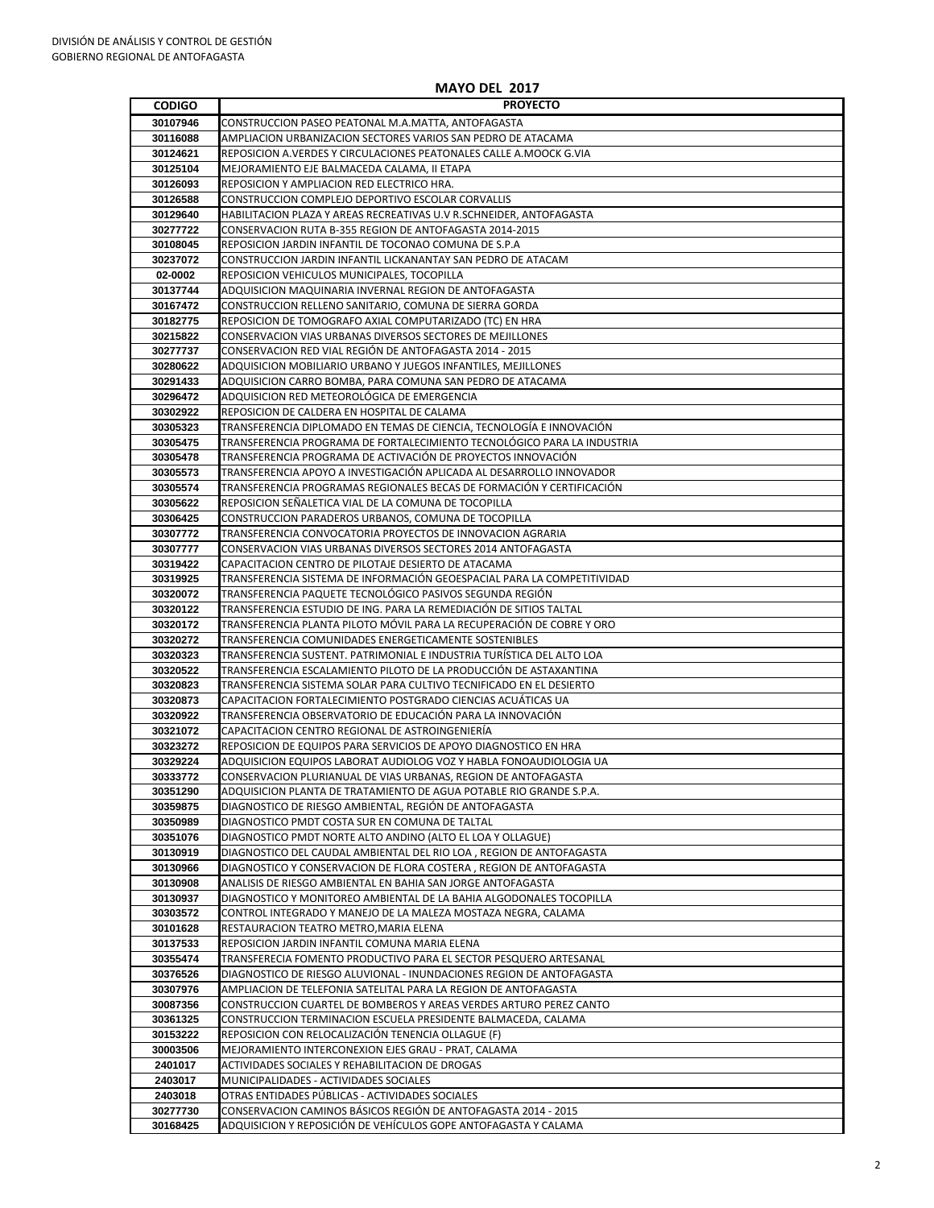DIVISIÓN DE ANÁLISIS Y CONTROL DE GESTIÓN
GOBIERNO REGIONAL DE ANTOFAGASTA

## MAYO DEL 2017

| CODIGO | PROYECTO |
|---|---|
| 30107946 | CONSTRUCCION PASEO PEATONAL M.A.MATTA, ANTOFAGASTA |
| 30116088 | AMPLIACION URBANIZACION SECTORES VARIOS SAN PEDRO DE ATACAMA |
| 30124621 | REPOSICION A.VERDES Y CIRCULACIONES PEATONALES CALLE A.MOOCK G.VIA |
| 30125104 | MEJORAMIENTO EJE BALMACEDA CALAMA, II ETAPA |
| 30126093 | REPOSICION Y AMPLIACION RED ELECTRICO HRA. |
| 30126588 | CONSTRUCCION COMPLEJO DEPORTIVO ESCOLAR CORVALLIS |
| 30129640 | HABILITACION PLAZA Y AREAS RECREATIVAS U.V R.SCHNEIDER, ANTOFAGASTA |
| 30277722 | CONSERVACION RUTA B-355 REGION DE ANTOFAGASTA 2014-2015 |
| 30108045 | REPOSICION JARDIN INFANTIL DE TOCONAO COMUNA DE S.P.A |
| 30237072 | CONSTRUCCION JARDIN INFANTIL LICKANANTAY SAN PEDRO DE ATACAM |
| 02-0002 | REPOSICION VEHICULOS MUNICIPALES, TOCOPILLA |
| 30137744 | ADQUISICION MAQUINARIA INVERNAL REGION DE ANTOFAGASTA |
| 30167472 | CONSTRUCCION RELLENO SANITARIO, COMUNA DE SIERRA GORDA |
| 30182775 | REPOSICION DE TOMOGRAFO AXIAL COMPUTARIZADO (TC) EN HRA |
| 30215822 | CONSERVACION VIAS URBANAS DIVERSOS SECTORES DE MEJILLONES |
| 30277737 | CONSERVACION RED VIAL REGIÓN DE ANTOFAGASTA 2014 - 2015 |
| 30280622 | ADQUISICION MOBILIARIO URBANO Y JUEGOS INFANTILES, MEJILLONES |
| 30291433 | ADQUISICION CARRO BOMBA, PARA COMUNA SAN PEDRO DE ATACAMA |
| 30296472 | ADQUISICION RED METEOROLÓGICA DE EMERGENCIA |
| 30302922 | REPOSICION DE CALDERA EN HOSPITAL DE CALAMA |
| 30305323 | TRANSFERENCIA DIPLOMADO EN TEMAS DE CIENCIA, TECNOLOGÍA E INNOVACIÓN |
| 30305475 | TRANSFERENCIA PROGRAMA DE FORTALECIMIENTO TECNOLÓGICO PARA LA INDUSTRIA |
| 30305478 | TRANSFERENCIA PROGRAMA DE ACTIVACIÓN DE PROYECTOS INNOVACIÓN |
| 30305573 | TRANSFERENCIA APOYO A INVESTIGACIÓN APLICADA AL DESARROLLO INNOVADOR |
| 30305574 | TRANSFERENCIA PROGRAMAS REGIONALES BECAS DE FORMACIÓN Y CERTIFICACIÓN |
| 30305622 | REPOSICION SEÑALETICA VIAL DE LA COMUNA DE TOCOPILLA |
| 30306425 | CONSTRUCCION PARADEROS URBANOS, COMUNA DE TOCOPILLA |
| 30307772 | TRANSFERENCIA CONVOCATORIA PROYECTOS DE INNOVACION AGRARIA |
| 30307777 | CONSERVACION VIAS URBANAS DIVERSOS SECTORES 2014 ANTOFAGASTA |
| 30319422 | CAPACITACION CENTRO DE PILOTAJE DESIERTO DE ATACAMA |
| 30319925 | TRANSFERENCIA SISTEMA DE INFORMACIÓN GEOESPACIAL PARA LA COMPETITIVIDAD |
| 30320072 | TRANSFERENCIA PAQUETE TECNOLÓGICO PASIVOS SEGUNDA REGIÓN |
| 30320122 | TRANSFERENCIA ESTUDIO DE ING. PARA LA REMEDIACIÓN DE SITIOS TALTAL |
| 30320172 | TRANSFERENCIA PLANTA PILOTO MÓVIL PARA LA RECUPERACIÓN DE COBRE Y ORO |
| 30320272 | TRANSFERENCIA COMUNIDADES ENERGETICAMENTE SOSTENIBLES |
| 30320323 | TRANSFERENCIA SUSTENT. PATRIMONIAL E INDUSTRIA TURÍSTICA DEL ALTO LOA |
| 30320522 | TRANSFERENCIA ESCALAMIENTO PILOTO DE LA PRODUCCIÓN DE ASTAXANTINA |
| 30320823 | TRANSFERENCIA SISTEMA SOLAR PARA CULTIVO TECNIFICADO EN EL DESIERTO |
| 30320873 | CAPACITACION FORTALECIMIENTO POSTGRADO CIENCIAS ACUÁTICAS UA |
| 30320922 | TRANSFERENCIA OBSERVATORIO DE EDUCACIÓN PARA LA INNOVACIÓN |
| 30321072 | CAPACITACION CENTRO REGIONAL DE ASTROINGENIERÍA |
| 30323272 | REPOSICION DE EQUIPOS PARA SERVICIOS DE APOYO DIAGNOSTICO EN HRA |
| 30329224 | ADQUISICION EQUIPOS LABORAT AUDIOLOG VOZ Y HABLA FONOAUDIOLOGIA UA |
| 30333772 | CONSERVACION PLURIANUAL DE VIAS URBANAS, REGION DE ANTOFAGASTA |
| 30351290 | ADQUISICION PLANTA DE TRATAMIENTO DE AGUA POTABLE RIO GRANDE S.P.A. |
| 30359875 | DIAGNOSTICO DE RIESGO AMBIENTAL, REGIÓN DE ANTOFAGASTA |
| 30350989 | DIAGNOSTICO PMDT COSTA SUR EN COMUNA DE TALTAL |
| 30351076 | DIAGNOSTICO PMDT NORTE ALTO ANDINO (ALTO EL LOA Y OLLAGUE) |
| 30130919 | DIAGNOSTICO DEL CAUDAL AMBIENTAL DEL RIO LOA , REGION DE ANTOFAGASTA |
| 30130966 | DIAGNOSTICO Y CONSERVACION DE FLORA COSTERA , REGION DE ANTOFAGASTA |
| 30130908 | ANALISIS DE RIESGO AMBIENTAL EN BAHIA SAN JORGE ANTOFAGASTA |
| 30130937 | DIAGNOSTICO Y MONITOREO AMBIENTAL DE LA BAHIA ALGODONALES TOCOPILLA |
| 30303572 | CONTROL INTEGRADO Y MANEJO DE LA MALEZA MOSTAZA NEGRA, CALAMA |
| 30101628 | RESTAURACION TEATRO METRO,MARIA ELENA |
| 30137533 | REPOSICION JARDIN INFANTIL COMUNA MARIA ELENA |
| 30355474 | TRANSFERECIA FOMENTO PRODUCTIVO PARA EL SECTOR PESQUERO ARTESANAL |
| 30376526 | DIAGNOSTICO DE RIESGO ALUVIONAL - INUNDACIONES REGION DE ANTOFAGASTA |
| 30307976 | AMPLIACION DE TELEFONIA SATELITAL PARA LA REGION DE ANTOFAGASTA |
| 30087356 | CONSTRUCCION CUARTEL DE BOMBEROS Y AREAS VERDES ARTURO PEREZ CANTO |
| 30361325 | CONSTRUCCION TERMINACION ESCUELA PRESIDENTE BALMACEDA, CALAMA |
| 30153222 | REPOSICION CON RELOCALIZACIÓN TENENCIA OLLAGUE (F) |
| 30003506 | MEJORAMIENTO INTERCONEXION EJES GRAU - PRAT, CALAMA |
| 2401017 | ACTIVIDADES SOCIALES Y REHABILITACION DE DROGAS |
| 2403017 | MUNICIPALIDADES - ACTIVIDADES SOCIALES |
| 2403018 | OTRAS ENTIDADES PÚBLICAS - ACTIVIDADES SOCIALES |
| 30277730 | CONSERVACION CAMINOS BÁSICOS REGIÓN DE ANTOFAGASTA 2014 - 2015 |
| 30168425 | ADQUISICION Y REPOSICIÓN DE VEHÍCULOS GOPE ANTOFAGASTA Y CALAMA |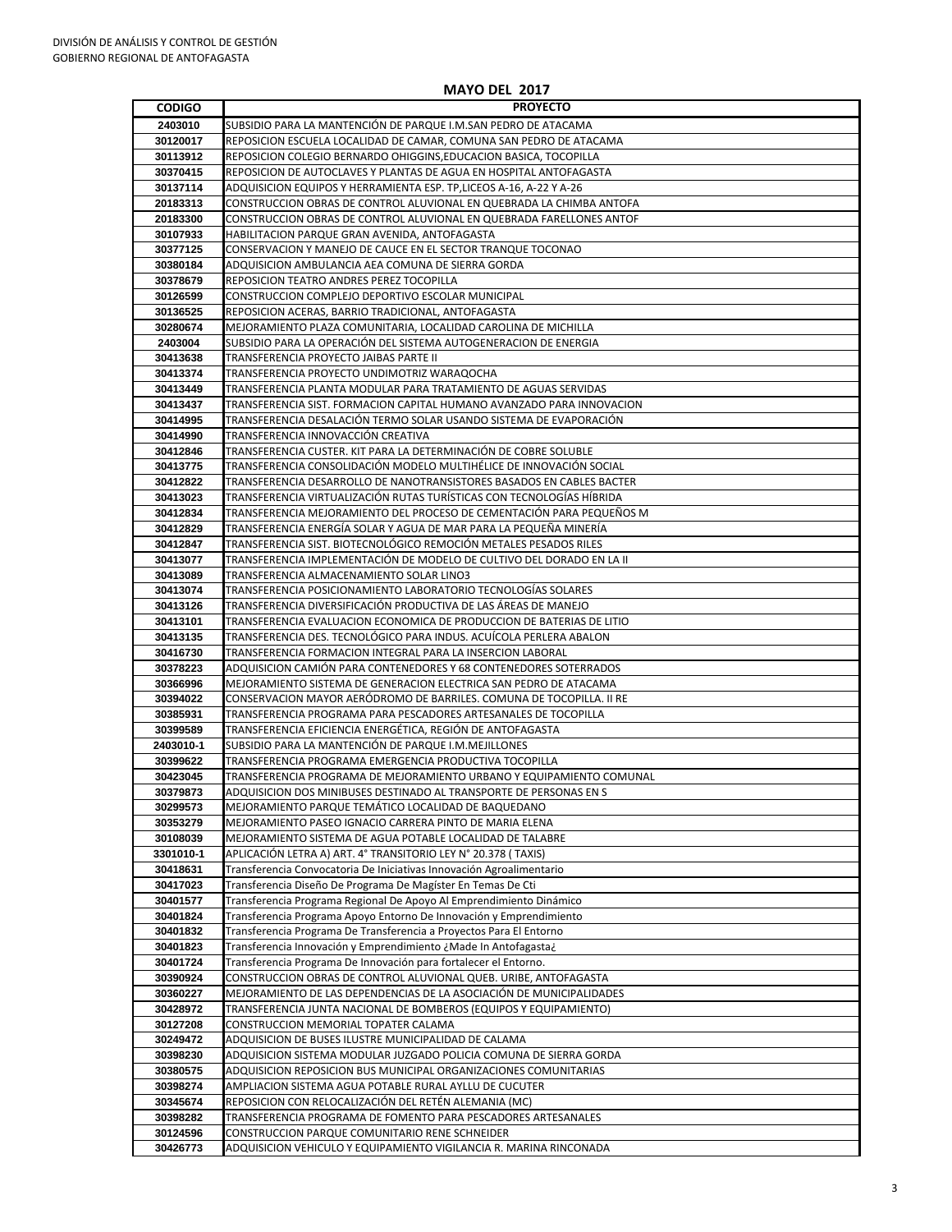DIVISIÓN DE ANÁLISIS Y CONTROL DE GESTIÓN
GOBIERNO REGIONAL DE ANTOFAGASTA

## MAYO DEL 2017

| CODIGO | PROYECTO |
|---|---|
| 2403010 | SUBSIDIO PARA LA MANTENCIÓN DE PARQUE I.M.SAN PEDRO DE ATACAMA |
| 30120017 | REPOSICION ESCUELA LOCALIDAD DE CAMAR, COMUNA SAN PEDRO DE ATACAMA |
| 30113912 | REPOSICION COLEGIO BERNARDO OHIGGINS,EDUCACION BASICA, TOCOPILLA |
| 30370415 | REPOSICION DE AUTOCLAVES Y PLANTAS DE AGUA EN HOSPITAL ANTOFAGASTA |
| 30137114 | ADQUISICION EQUIPOS Y HERRAMIENTA ESP. TP,LICEOS A-16, A-22 Y A-26 |
| 20183313 | CONSTRUCCION OBRAS DE CONTROL ALUVIONAL EN QUEBRADA LA CHIMBA ANTOFA |
| 20183300 | CONSTRUCCION OBRAS DE CONTROL ALUVIONAL EN QUEBRADA FARELLONES ANTOF |
| 30107933 | HABILITACION PARQUE GRAN AVENIDA, ANTOFAGASTA |
| 30377125 | CONSERVACION Y MANEJO DE CAUCE EN EL SECTOR TRANQUE TOCONAO |
| 30380184 | ADQUISICION AMBULANCIA AEA COMUNA DE SIERRA GORDA |
| 30378679 | REPOSICION TEATRO ANDRES PEREZ TOCOPILLA |
| 30126599 | CONSTRUCCION COMPLEJO DEPORTIVO ESCOLAR MUNICIPAL |
| 30136525 | REPOSICION ACERAS, BARRIO TRADICIONAL, ANTOFAGASTA |
| 30280674 | MEJORAMIENTO PLAZA COMUNITARIA, LOCALIDAD CAROLINA DE MICHILLA |
| 2403004 | SUBSIDIO PARA LA OPERACIÓN DEL SISTEMA AUTOGENERACION DE ENERGIA |
| 30413638 | TRANSFERENCIA PROYECTO JAIBAS PARTE II |
| 30413374 | TRANSFERENCIA PROYECTO UNDIMOTRIZ WARAQOCHA |
| 30413449 | TRANSFERENCIA PLANTA MODULAR PARA TRATAMIENTO DE AGUAS SERVIDAS |
| 30413437 | TRANSFERENCIA SIST. FORMACION CAPITAL HUMANO AVANZADO PARA INNOVACION |
| 30414995 | TRANSFERENCIA DESALACIÓN TERMO SOLAR USANDO SISTEMA DE EVAPORACIÓN |
| 30414990 | TRANSFERENCIA INNOVACCIÓN CREATIVA |
| 30412846 | TRANSFERENCIA CUSTER. KIT PARA LA DETERMINACIÓN DE COBRE SOLUBLE |
| 30413775 | TRANSFERENCIA CONSOLIDACIÓN MODELO MULTIHÉLICE DE INNOVACIÓN SOCIAL |
| 30412822 | TRANSFERENCIA DESARROLLO DE NANOTRANSISTORES BASADOS EN CABLES BACTER |
| 30413023 | TRANSFERENCIA VIRTUALIZACIÓN RUTAS TURÍSTICAS CON TECNOLOGÍAS HÍBRIDA |
| 30412834 | TRANSFERENCIA MEJORAMIENTO DEL PROCESO DE CEMENTACIÓN PARA PEQUEÑOS M |
| 30412829 | TRANSFERENCIA ENERGÍA SOLAR Y AGUA DE MAR PARA LA PEQUEÑA MINERÍA |
| 30412847 | TRANSFERENCIA SIST. BIOTECNOLÓGICO REMOCIÓN METALES PESADOS RILES |
| 30413077 | TRANSFERENCIA IMPLEMENTACIÓN DE MODELO DE CULTIVO DEL DORADO EN LA II |
| 30413089 | TRANSFERENCIA ALMACENAMIENTO SOLAR LINO3 |
| 30413074 | TRANSFERENCIA POSICIONAMIENTO LABORATORIO TECNOLOGÍAS SOLARES |
| 30413126 | TRANSFERENCIA DIVERSIFICACIÓN PRODUCTIVA DE LAS ÁREAS DE MANEJO |
| 30413101 | TRANSFERENCIA EVALUACION ECONOMICA DE PRODUCCION DE BATERIAS DE LITIO |
| 30413135 | TRANSFERENCIA DES. TECNOLÓGICO PARA INDUS. ACUÍCOLA PERLERA ABALON |
| 30416730 | TRANSFERENCIA FORMACION INTEGRAL PARA LA INSERCION LABORAL |
| 30378223 | ADQUISICION CAMIÓN PARA CONTENEDORES Y 68 CONTENEDORES SOTERRADOS |
| 30366996 | MEJORAMIENTO SISTEMA DE GENERACION ELECTRICA SAN PEDRO DE ATACAMA |
| 30394022 | CONSERVACION MAYOR AERÓDROMO DE BARRILES. COMUNA DE TOCOPILLA. II RE |
| 30385931 | TRANSFERENCIA PROGRAMA PARA PESCADORES ARTESANALES DE TOCOPILLA |
| 30399589 | TRANSFERENCIA EFICIENCIA ENERGÉTICA, REGIÓN DE ANTOFAGASTA |
| 2403010-1 | SUBSIDIO PARA LA MANTENCIÓN DE PARQUE I.M.MEJILLONES |
| 30399622 | TRANSFERENCIA PROGRAMA EMERGENCIA PRODUCTIVA TOCOPILLA |
| 30423045 | TRANSFERENCIA PROGRAMA DE MEJORAMIENTO URBANO Y EQUIPAMIENTO COMUNAL |
| 30379873 | ADQUISICION DOS MINIBUSES DESTINADO AL TRANSPORTE DE PERSONAS EN S |
| 30299573 | MEJORAMIENTO PARQUE TEMÁTICO LOCALIDAD DE BAQUEDANO |
| 30353279 | MEJORAMIENTO PASEO IGNACIO CARRERA PINTO DE MARIA ELENA |
| 30108039 | MEJORAMIENTO SISTEMA DE AGUA POTABLE LOCALIDAD DE TALABRE |
| 3301010-1 | APLICACIÓN LETRA A) ART. 4° TRANSITORIO LEY N° 20.378 ( TAXIS) |
| 30418631 | Transferencia Convocatoria De Iniciativas Innovación Agroalimentario |
| 30417023 | Transferencia Diseño De Programa De Magíster En Temas De Cti |
| 30401577 | Transferencia Programa Regional De Apoyo Al Emprendimiento Dinámico |
| 30401824 | Transferencia Programa Apoyo Entorno De Innovación y Emprendimiento |
| 30401832 | Transferencia Programa De Transferencia a Proyectos Para El Entorno |
| 30401823 | Transferencia Innovación y Emprendimiento ¿Made In Antofagasta¿ |
| 30401724 | Transferencia Programa De Innovación para fortalecer el Entorno. |
| 30390924 | CONSTRUCCION OBRAS DE CONTROL ALUVIONAL QUEB. URIBE, ANTOFAGASTA |
| 30360227 | MEJORAMIENTO DE LAS DEPENDENCIAS DE LA ASOCIACIÓN DE MUNICIPALIDADES |
| 30428972 | TRANSFERENCIA JUNTA NACIONAL DE BOMBEROS (EQUIPOS Y EQUIPAMIENTO) |
| 30127208 | CONSTRUCCION MEMORIAL TOPATER CALAMA |
| 30249472 | ADQUISICION DE BUSES ILUSTRE MUNICIPALIDAD DE CALAMA |
| 30398230 | ADQUISICION SISTEMA MODULAR JUZGADO POLICIA COMUNA DE SIERRA GORDA |
| 30380575 | ADQUISICION REPOSICION BUS MUNICIPAL ORGANIZACIONES COMUNITARIAS |
| 30398274 | AMPLIACION SISTEMA AGUA POTABLE RURAL AYLLU DE CUCUTER |
| 30345674 | REPOSICION CON RELOCALIZACIÓN DEL RETÉN ALEMANIA (MC) |
| 30398282 | TRANSFERENCIA PROGRAMA DE FOMENTO PARA PESCADORES ARTESANALES |
| 30124596 | CONSTRUCCION PARQUE COMUNITARIO RENE SCHNEIDER |
| 30426773 | ADQUISICION VEHICULO Y EQUIPAMIENTO VIGILANCIA R. MARINA RINCONADA |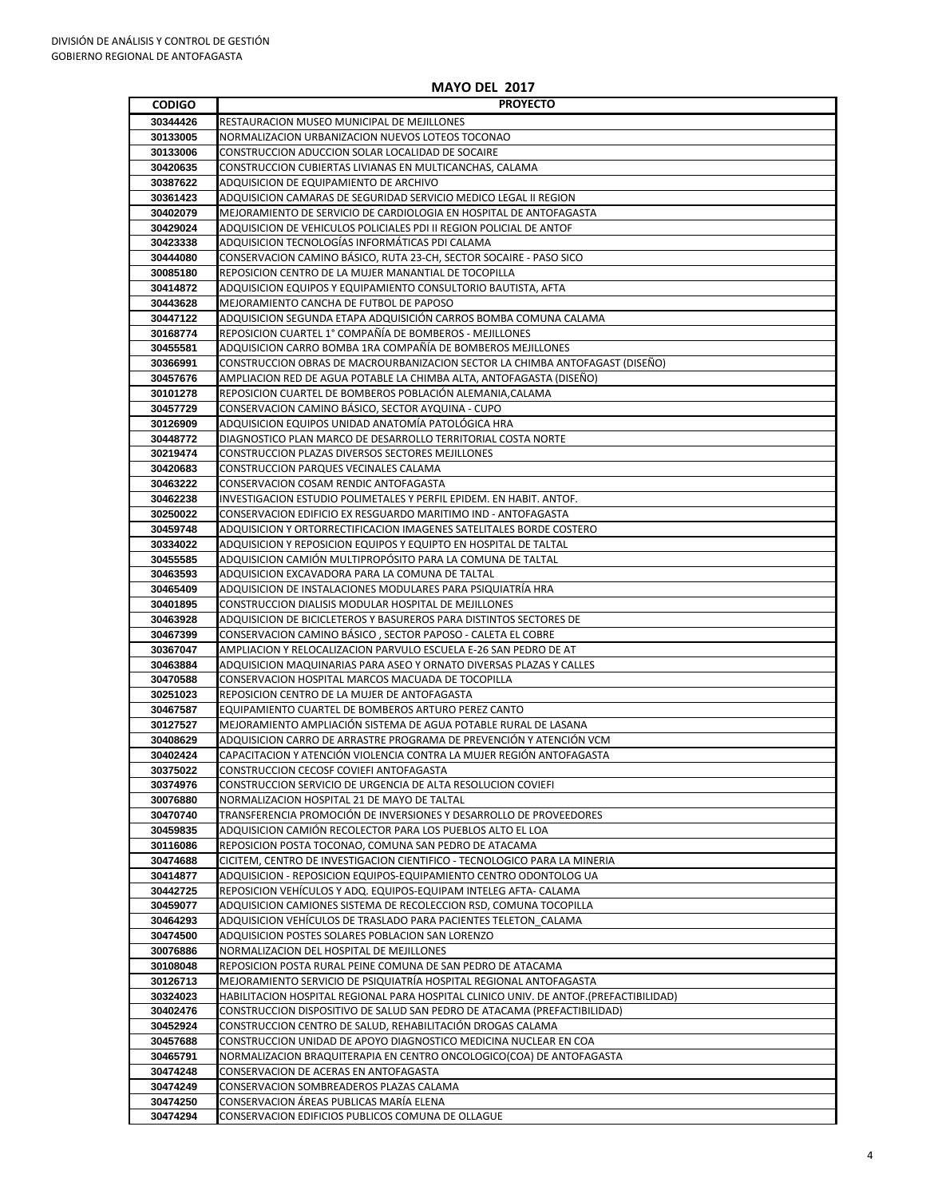DIVISIÓN DE ANÁLISIS Y CONTROL DE GESTIÓN
GOBIERNO REGIONAL DE ANTOFAGASTA

## MAYO DEL 2017

| CODIGO | PROYECTO |
|---|---|
| 30344426 | RESTAURACION MUSEO MUNICIPAL DE MEJILLONES |
| 30133005 | NORMALIZACION URBANIZACION NUEVOS LOTEOS TOCONAO |
| 30133006 | CONSTRUCCION ADUCCION SOLAR LOCALIDAD DE SOCAIRE |
| 30420635 | CONSTRUCCION CUBIERTAS LIVIANAS EN MULTICANCHAS, CALAMA |
| 30387622 | ADQUISICION DE EQUIPAMIENTO DE ARCHIVO |
| 30361423 | ADQUISICION CAMARAS DE SEGURIDAD SERVICIO MEDICO LEGAL II REGION |
| 30402079 | MEJORAMIENTO DE SERVICIO DE CARDIOLOGIA EN HOSPITAL DE ANTOFAGASTA |
| 30429024 | ADQUISICION DE VEHICULOS POLICIALES PDI II REGION POLICIAL DE ANTOF |
| 30423338 | ADQUISICION TECNOLOGÍAS INFORMÁTICAS PDI CALAMA |
| 30444080 | CONSERVACION CAMINO BÁSICO, RUTA 23-CH, SECTOR SOCAIRE - PASO SICO |
| 30085180 | REPOSICION CENTRO DE LA MUJER MANANTIAL DE TOCOPILLA |
| 30414872 | ADQUISICION EQUIPOS Y EQUIPAMIENTO CONSULTORIO BAUTISTA, AFTA |
| 30443628 | MEJORAMIENTO CANCHA DE FUTBOL DE PAPOSO |
| 30447122 | ADQUISICION SEGUNDA ETAPA ADQUISICIÓN CARROS BOMBA COMUNA CALAMA |
| 30168774 | REPOSICION CUARTEL 1° COMPAÑÍA DE BOMBEROS - MEJILLONES |
| 30455581 | ADQUISICION CARRO BOMBA 1RA COMPAÑÍA DE BOMBEROS MEJILLONES |
| 30366991 | CONSTRUCCION OBRAS DE MACROURBANIZACION SECTOR LA CHIMBA ANTOFAGAST (DISEÑO) |
| 30457676 | AMPLIACION RED DE AGUA POTABLE LA CHIMBA ALTA, ANTOFAGASTA (DISEÑO) |
| 30101278 | REPOSICION CUARTEL DE BOMBEROS POBLACIÓN ALEMANIA,CALAMA |
| 30457729 | CONSERVACION CAMINO BÁSICO, SECTOR AYQUINA - CUPO |
| 30126909 | ADQUISICION EQUIPOS UNIDAD ANATOMÍA PATOLÓGICA HRA |
| 30448772 | DIAGNOSTICO PLAN MARCO DE DESARROLLO TERRITORIAL COSTA NORTE |
| 30219474 | CONSTRUCCION PLAZAS DIVERSOS SECTORES MEJILLONES |
| 30420683 | CONSTRUCCION PARQUES VECINALES CALAMA |
| 30463222 | CONSERVACION COSAM RENDIC ANTOFAGASTA |
| 30462238 | INVESTIGACION ESTUDIO POLIMETALES Y PERFIL EPIDEM. EN HABIT. ANTOF. |
| 30250022 | CONSERVACION EDIFICIO EX RESGUARDO MARITIMO IND - ANTOFAGASTA |
| 30459748 | ADQUISICION Y ORTORRECTIFICACION IMAGENES SATELITALES BORDE COSTERO |
| 30334022 | ADQUISICION Y REPOSICION EQUIPOS Y EQUIPTO EN HOSPITAL DE TALTAL |
| 30455585 | ADQUISICION CAMIÓN MULTIPROPÓSITO PARA LA COMUNA DE TALTAL |
| 30463593 | ADQUISICION EXCAVADORA PARA LA COMUNA DE TALTAL |
| 30465409 | ADQUISICION DE INSTALACIONES MODULARES PARA PSIQUIATRÍA HRA |
| 30401895 | CONSTRUCCION DIALISIS MODULAR HOSPITAL DE MEJILLONES |
| 30463928 | ADQUISICION DE BICICLETEROS Y BASUREROS PARA DISTINTOS SECTORES DE |
| 30467399 | CONSERVACION CAMINO BÁSICO , SECTOR PAPOSO - CALETA EL COBRE |
| 30367047 | AMPLIACION Y RELOCALIZACION PARVULO ESCUELA E-26 SAN PEDRO DE AT |
| 30463884 | ADQUISICION MAQUINARIAS PARA ASEO Y ORNATO DIVERSAS PLAZAS Y CALLES |
| 30470588 | CONSERVACION HOSPITAL MARCOS MACUADA DE TOCOPILLA |
| 30251023 | REPOSICION CENTRO DE LA MUJER DE ANTOFAGASTA |
| 30467587 | EQUIPAMIENTO CUARTEL DE BOMBEROS ARTURO PEREZ CANTO |
| 30127527 | MEJORAMIENTO AMPLIACIÓN SISTEMA DE AGUA POTABLE RURAL DE LASANA |
| 30408629 | ADQUISICION CARRO DE ARRASTRE PROGRAMA DE PREVENCIÓN Y ATENCIÓN VCM |
| 30402424 | CAPACITACION Y ATENCIÓN VIOLENCIA CONTRA LA MUJER REGIÓN ANTOFAGASTA |
| 30375022 | CONSTRUCCION CECOSF COVIEFI ANTOFAGASTA |
| 30374976 | CONSTRUCCION SERVICIO DE URGENCIA DE ALTA RESOLUCION COVIEFI |
| 30076880 | NORMALIZACION HOSPITAL 21 DE MAYO DE TALTAL |
| 30470740 | TRANSFERENCIA PROMOCIÓN DE INVERSIONES Y DESARROLLO DE PROVEEDORES |
| 30459835 | ADQUISICION CAMIÓN RECOLECTOR PARA LOS PUEBLOS ALTO EL LOA |
| 30116086 | REPOSICION POSTA TOCONAO, COMUNA SAN PEDRO DE ATACAMA |
| 30474688 | CICITEM, CENTRO DE INVESTIGACION CIENTIFICO - TECNOLOGICO PARA LA MINERIA |
| 30414877 | ADQUISICION - REPOSICION EQUIPOS-EQUIPAMIENTO CENTRO ODONTOLOG UA |
| 30442725 | REPOSICION VEHÍCULOS Y ADQ. EQUIPOS-EQUIPAM INTELEG AFTA- CALAMA |
| 30459077 | ADQUISICION CAMIONES SISTEMA DE RECOLECCION RSD, COMUNA TOCOPILLA |
| 30464293 | ADQUISICION VEHÍCULOS DE TRASLADO PARA PACIENTES TELETON_CALAMA |
| 30474500 | ADQUISICION POSTES SOLARES POBLACION SAN LORENZO |
| 30076886 | NORMALIZACION DEL HOSPITAL DE MEJILLONES |
| 30108048 | REPOSICION POSTA RURAL PEINE COMUNA DE SAN PEDRO DE ATACAMA |
| 30126713 | MEJORAMIENTO SERVICIO DE PSIQUIATRÍA HOSPITAL REGIONAL ANTOFAGASTA |
| 30324023 | HABILITACION HOSPITAL REGIONAL PARA HOSPITAL CLINICO UNIV. DE ANTOF.(PREFACTIBILIDAD) |
| 30402476 | CONSTRUCCION DISPOSITIVO DE SALUD SAN PEDRO DE ATACAMA (PREFACTIBILIDAD) |
| 30452924 | CONSTRUCCION CENTRO DE SALUD, REHABILITACIÓN DROGAS CALAMA |
| 30457688 | CONSTRUCCION UNIDAD DE APOYO DIAGNOSTICO MEDICINA NUCLEAR EN COA |
| 30465791 | NORMALIZACION BRAQUITERAPIA EN CENTRO ONCOLOGICO(COA) DE ANTOFAGASTA |
| 30474248 | CONSERVACION DE ACERAS EN ANTOFAGASTA |
| 30474249 | CONSERVACION SOMBREADEROS PLAZAS CALAMA |
| 30474250 | CONSERVACION ÁREAS PUBLICAS MARÍA ELENA |
| 30474294 | CONSERVACION EDIFICIOS PUBLICOS COMUNA DE OLLAGUE |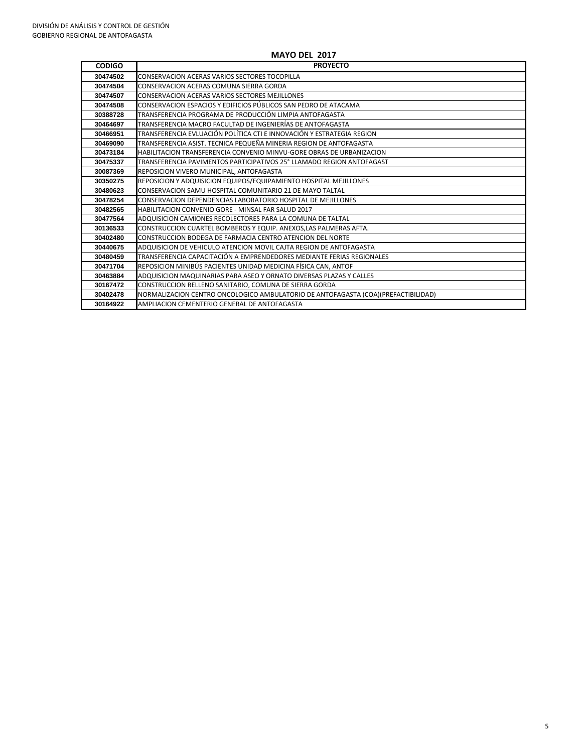DIVISIÓN DE ANÁLISIS Y CONTROL DE GESTIÓN
GOBIERNO REGIONAL DE ANTOFAGASTA

## MAYO DEL 2017

| CODIGO | PROYECTO |
|---|---|
| 30474502 | CONSERVACION ACERAS VARIOS SECTORES TOCOPILLA |
| 30474504 | CONSERVACION ACERAS COMUNA SIERRA GORDA |
| 30474507 | CONSERVACION ACERAS VARIOS SECTORES MEJILLONES |
| 30474508 | CONSERVACION ESPACIOS Y EDIFICIOS PÚBLICOS SAN PEDRO DE ATACAMA |
| 30388728 | TRANSFERENCIA PROGRAMA DE PRODUCCIÓN LIMPIA ANTOFAGASTA |
| 30464697 | TRANSFERENCIA MACRO FACULTAD DE INGENIERÍAS DE ANTOFAGASTA |
| 30466951 | TRANSFERENCIA EVLUACIÓN POLÍTICA CTI E INNOVACIÓN Y ESTRATEGIA REGION |
| 30469090 | TRANSFERENCIA ASIST. TECNICA PEQUEÑA MINERIA REGION DE ANTOFAGASTA |
| 30473184 | HABILITACION TRANSFERENCIA CONVENIO MINVU-GORE OBRAS DE URBANIZACION |
| 30475337 | TRANSFERENCIA PAVIMENTOS PARTICIPATIVOS 25° LLAMADO REGION ANTOFAGAST |
| 30087369 | REPOSICION VIVERO MUNICIPAL, ANTOFAGASTA |
| 30350275 | REPOSICION Y ADQUISICION EQUIPOS/EQUIPAMIENTO HOSPITAL MEJILLONES |
| 30480623 | CONSERVACION SAMU HOSPITAL COMUNITARIO 21 DE MAYO TALTAL |
| 30478254 | CONSERVACION DEPENDENCIAS LABORATORIO HOSPITAL DE MEJILLONES |
| 30482565 | HABILITACION CONVENIO GORE - MINSAL FAR SALUD 2017 |
| 30477564 | ADQUISICION CAMIONES RECOLECTORES PARA LA COMUNA DE TALTAL |
| 30136533 | CONSTRUCCION CUARTEL BOMBEROS Y EQUIP. ANEXOS,LAS PALMERAS AFTA. |
| 30402480 | CONSTRUCCION BODEGA DE FARMACIA CENTRO ATENCION DEL NORTE |
| 30440675 | ADQUISICION DE VEHICULO ATENCION MOVIL CAJTA REGION DE ANTOFAGASTA |
| 30480459 | TRANSFERENCIA CAPACITACIÓN A EMPRENDEDORES MEDIANTE FERIAS REGIONALES |
| 30471704 | REPOSICION MINIBÚS PACIENTES UNIDAD MEDICINA FÍSICA CAN, ANTOF |
| 30463884 | ADQUISICION MAQUINARIAS PARA ASEO Y ORNATO DIVERSAS PLAZAS Y CALLES |
| 30167472 | CONSTRUCCION RELLENO SANITARIO, COMUNA DE SIERRA GORDA |
| 30402478 | NORMALIZACION CENTRO ONCOLOGICO AMBULATORIO DE ANTOFAGASTA (COA)(PREFACTIBILIDAD) |
| 30164922 | AMPLIACION CEMENTERIO GENERAL DE ANTOFAGASTA |